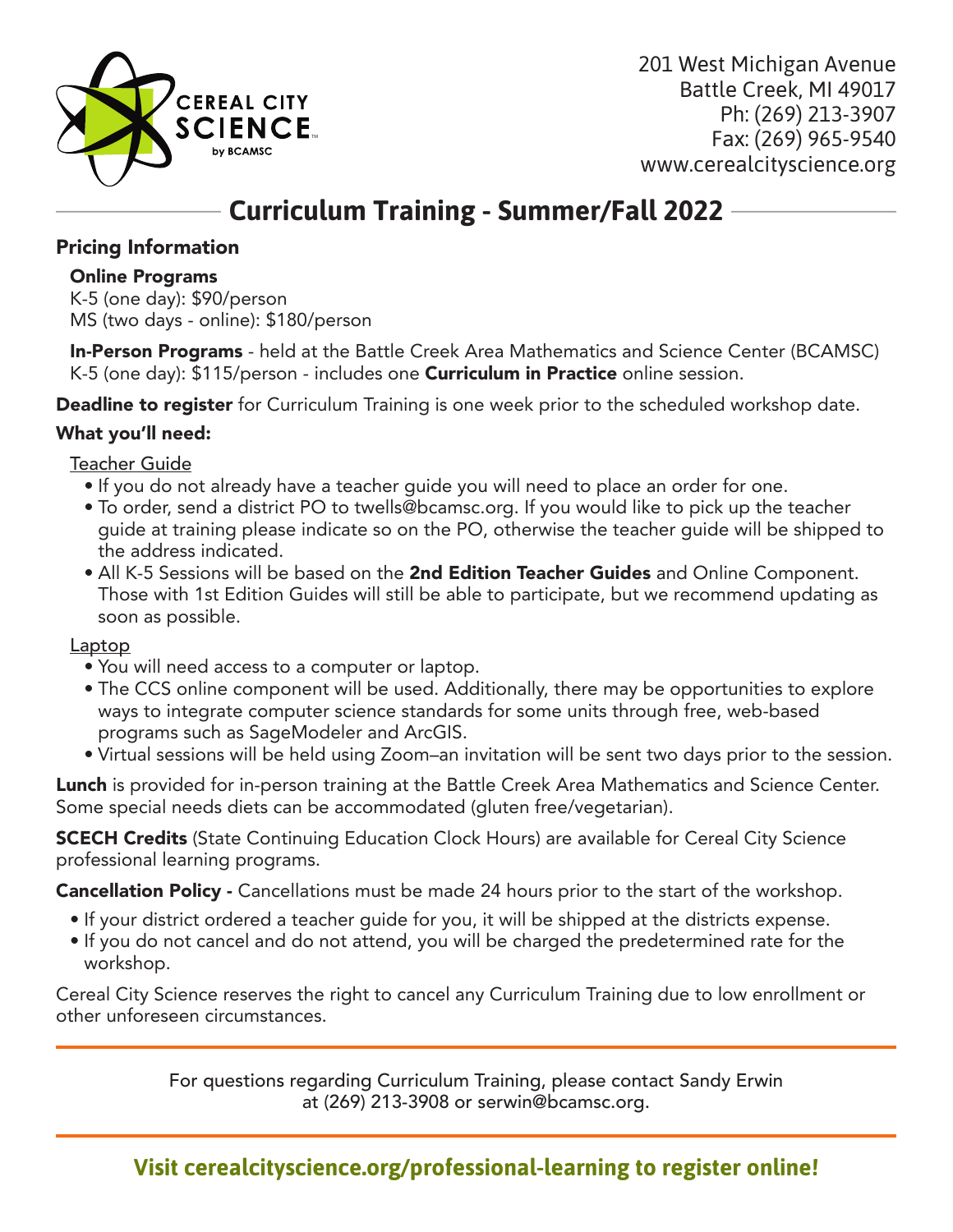CEREAL CITY SCIENCE by BCAMSC

201 West Michigan Avenue
Battle Creek, MI 49017
Ph: (269) 213-3907
Fax: (269) 965-9540
www.cerealcityscience.org

# Curriculum Training - Summer/Fall 2022

## Pricing Information

### Online Programs

K-5 (one day): $90/person
MS (two days - online): $180/person

**In-Person Programs** - held at the Battle Creek Area Mathematics and Science Center (BCAMSC)
K-5 (one day): $115/person - includes one **Curriculum in Practice** online session.

**Deadline to register** for Curriculum Training is one week prior to the scheduled workshop date.

## What you'll need:

Teacher Guide

- If you do not already have a teacher guide you will need to place an order for one.
- To order, send a district PO to twells@bcamsc.org. If you would like to pick up the teacher guide at training please indicate so on the PO, otherwise the teacher guide will be shipped to the address indicated.
- All K-5 Sessions will be based on the **2nd Edition Teacher Guides** and Online Component. Those with 1st Edition Guides will still be able to participate, but we recommend updating as soon as possible.

Laptop

- You will need access to a computer or laptop.
- The CCS online component will be used. Additionally, there may be opportunities to explore ways to integrate computer science standards for some units through free, web-based programs such as SageModeler and ArcGIS.
- Virtual sessions will be held using Zoom–an invitation will be sent two days prior to the session.

**Lunch** is provided for in-person training at the Battle Creek Area Mathematics and Science Center. Some special needs diets can be accommodated (gluten free/vegetarian).

**SCECH Credits** (State Continuing Education Clock Hours) are available for Cereal City Science professional learning programs.

**Cancellation Policy -** Cancellations must be made 24 hours prior to the start of the workshop.

- If your district ordered a teacher guide for you, it will be shipped at the districts expense.
- If you do not cancel and do not attend, you will be charged the predetermined rate for the workshop.

Cereal City Science reserves the right to cancel any Curriculum Training due to low enrollment or other unforeseen circumstances.

---

For questions regarding Curriculum Training, please contact Sandy Erwin at (269) 213-3908 or serwin@bcamsc.org.

---

**Visit cerealcityscience.org/professional-learning to register online!**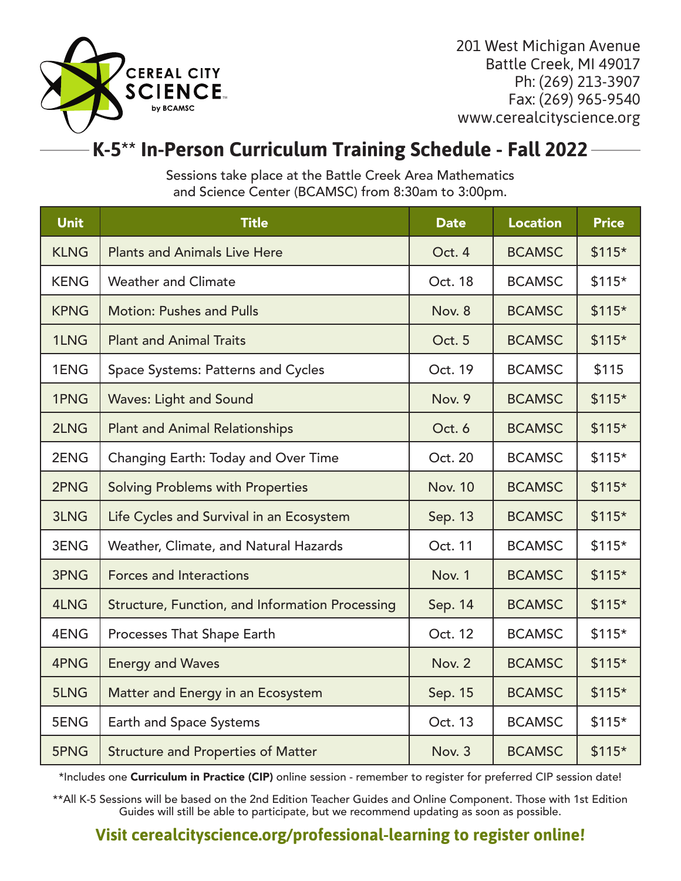CEREAL CITY SCIENCE by BCAMSC

201 West Michigan Avenue
Battle Creek, MI 49017
Ph: (269) 213-3907
Fax: (269) 965-9540
www.cerealcityscience.org

# K-5** In-Person Curriculum Training Schedule - Fall 2022

Sessions take place at the Battle Creek Area Mathematics and Science Center (BCAMSC) from 8:30am to 3:00pm.

| Unit | Title | Date | Location | Price |
|---|---|---|---|---|
| KLNG | Plants and Animals Live Here | Oct. 4 | BCAMSC | $115* |
| KENG | Weather and Climate | Oct. 18 | BCAMSC | $115* |
| KPNG | Motion: Pushes and Pulls | Nov. 8 | BCAMSC | $115* |
| 1LNG | Plant and Animal Traits | Oct. 5 | BCAMSC | $115* |
| 1ENG | Space Systems: Patterns and Cycles | Oct. 19 | BCAMSC | $115 |
| 1PNG | Waves: Light and Sound | Nov. 9 | BCAMSC | $115* |
| 2LNG | Plant and Animal Relationships | Oct. 6 | BCAMSC | $115* |
| 2ENG | Changing Earth: Today and Over Time | Oct. 20 | BCAMSC | $115* |
| 2PNG | Solving Problems with Properties | Nov. 10 | BCAMSC | $115* |
| 3LNG | Life Cycles and Survival in an Ecosystem | Sep. 13 | BCAMSC | $115* |
| 3ENG | Weather, Climate, and Natural Hazards | Oct. 11 | BCAMSC | $115* |
| 3PNG | Forces and Interactions | Nov. 1 | BCAMSC | $115* |
| 4LNG | Structure, Function, and Information Processing | Sep. 14 | BCAMSC | $115* |
| 4ENG | Processes That Shape Earth | Oct. 12 | BCAMSC | $115* |
| 4PNG | Energy and Waves | Nov. 2 | BCAMSC | $115* |
| 5LNG | Matter and Energy in an Ecosystem | Sep. 15 | BCAMSC | $115* |
| 5ENG | Earth and Space Systems | Oct. 13 | BCAMSC | $115* |
| 5PNG | Structure and Properties of Matter | Nov. 3 | BCAMSC | $115* |

*Includes one **Curriculum in Practice (CIP)** online session - remember to register for preferred CIP session date!

**All K-5 Sessions will be based on the 2nd Edition Teacher Guides and Online Component. Those with 1st Edition Guides will still be able to participate, but we recommend updating as soon as possible.

**Visit cerealcityscience.org/professional-learning to register online!**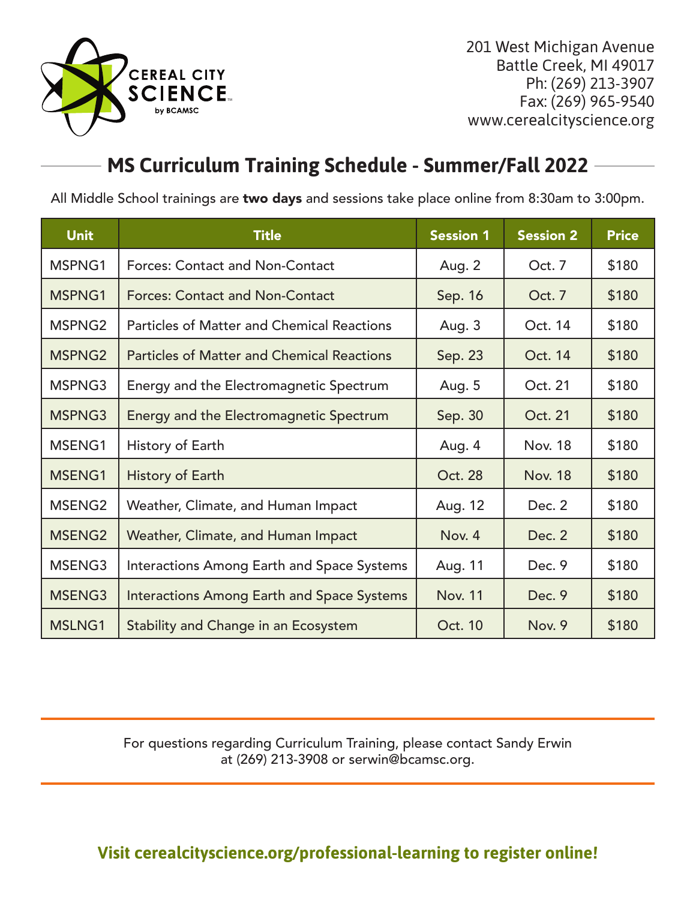CEREAL CITY SCIENCE by BCAMSC

201 West Michigan Avenue
Battle Creek, MI 49017
Ph: (269) 213-3907
Fax: (269) 965-9540
www.cerealcityscience.org

## MS Curriculum Training Schedule - Summer/Fall 2022

All Middle School trainings are **two days** and sessions take place online from 8:30am to 3:00pm.

| Unit | Title | Session 1 | Session 2 | Price |
|---|---|---|---|---|
| MSPNG1 | Forces: Contact and Non-Contact | Aug. 2 | Oct. 7 | $180 |
| MSPNG1 | Forces: Contact and Non-Contact | Sep. 16 | Oct. 7 | $180 |
| MSPNG2 | Particles of Matter and Chemical Reactions | Aug. 3 | Oct. 14 | $180 |
| MSPNG2 | Particles of Matter and Chemical Reactions | Sep. 23 | Oct. 14 | $180 |
| MSPNG3 | Energy and the Electromagnetic Spectrum | Aug. 5 | Oct. 21 | $180 |
| MSPNG3 | Energy and the Electromagnetic Spectrum | Sep. 30 | Oct. 21 | $180 |
| MSENG1 | History of Earth | Aug. 4 | Nov. 18 | $180 |
| MSENG1 | History of Earth | Oct. 28 | Nov. 18 | $180 |
| MSENG2 | Weather, Climate, and Human Impact | Aug. 12 | Dec. 2 | $180 |
| MSENG2 | Weather, Climate, and Human Impact | Nov. 4 | Dec. 2 | $180 |
| MSENG3 | Interactions Among Earth and Space Systems | Aug. 11 | Dec. 9 | $180 |
| MSENG3 | Interactions Among Earth and Space Systems | Nov. 11 | Dec. 9 | $180 |
| MSLNG1 | Stability and Change in an Ecosystem | Oct. 10 | Nov. 9 | $180 |

For questions regarding Curriculum Training, please contact Sandy Erwin at (269) 213-3908 or serwin@bcamsc.org.

**Visit cerealcityscience.org/professional-learning to register online!**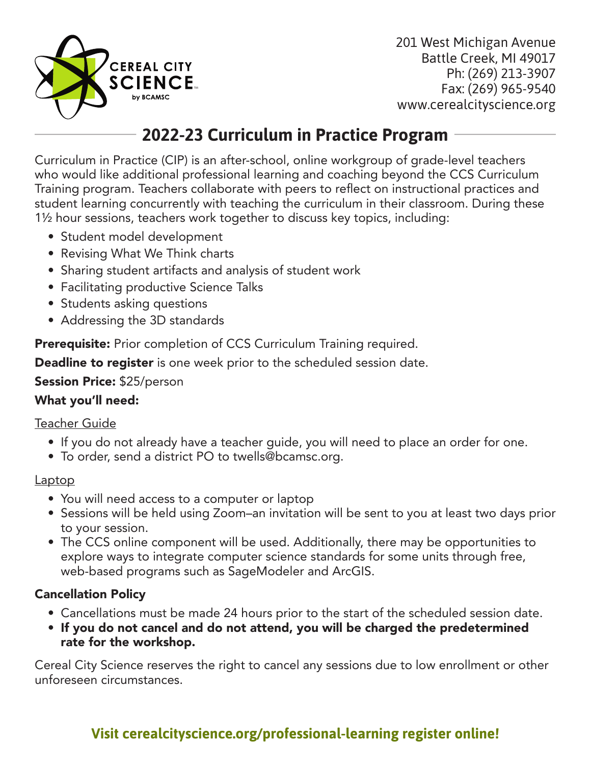CEREAL CITY SCIENCE by BCAMSC

201 West Michigan Avenue
Battle Creek, MI 49017
Ph: (269) 213-3907
Fax: (269) 965-9540
www.cerealcityscience.org

## 2022-23 Curriculum in Practice Program

Curriculum in Practice (CIP) is an after-school, online workgroup of grade-level teachers who would like additional professional learning and coaching beyond the CCS Curriculum Training program. Teachers collaborate with peers to reflect on instructional practices and student learning concurrently with teaching the curriculum in their classroom. During these 1½ hour sessions, teachers work together to discuss key topics, including:

- Student model development
- Revising What We Think charts
- Sharing student artifacts and analysis of student work
- Facilitating productive Science Talks
- Students asking questions
- Addressing the 3D standards

**Prerequisite:** Prior completion of CCS Curriculum Training required.

**Deadline to register** is one week prior to the scheduled session date.

**Session Price:** $25/person

**What you'll need:**

Teacher Guide

- If you do not already have a teacher guide, you will need to place an order for one.
- To order, send a district PO to twells@bcamsc.org.

Laptop

- You will need access to a computer or laptop
- Sessions will be held using Zoom–an invitation will be sent to you at least two days prior to your session.
- The CCS online component will be used. Additionally, there may be opportunities to explore ways to integrate computer science standards for some units through free, web-based programs such as SageModeler and ArcGIS.

**Cancellation Policy**

- Cancellations must be made 24 hours prior to the start of the scheduled session date.
- **If you do not cancel and do not attend, you will be charged the predetermined rate for the workshop.**

Cereal City Science reserves the right to cancel any sessions due to low enrollment or other unforeseen circumstances.

**Visit cerealcityscience.org/professional-learning register online!**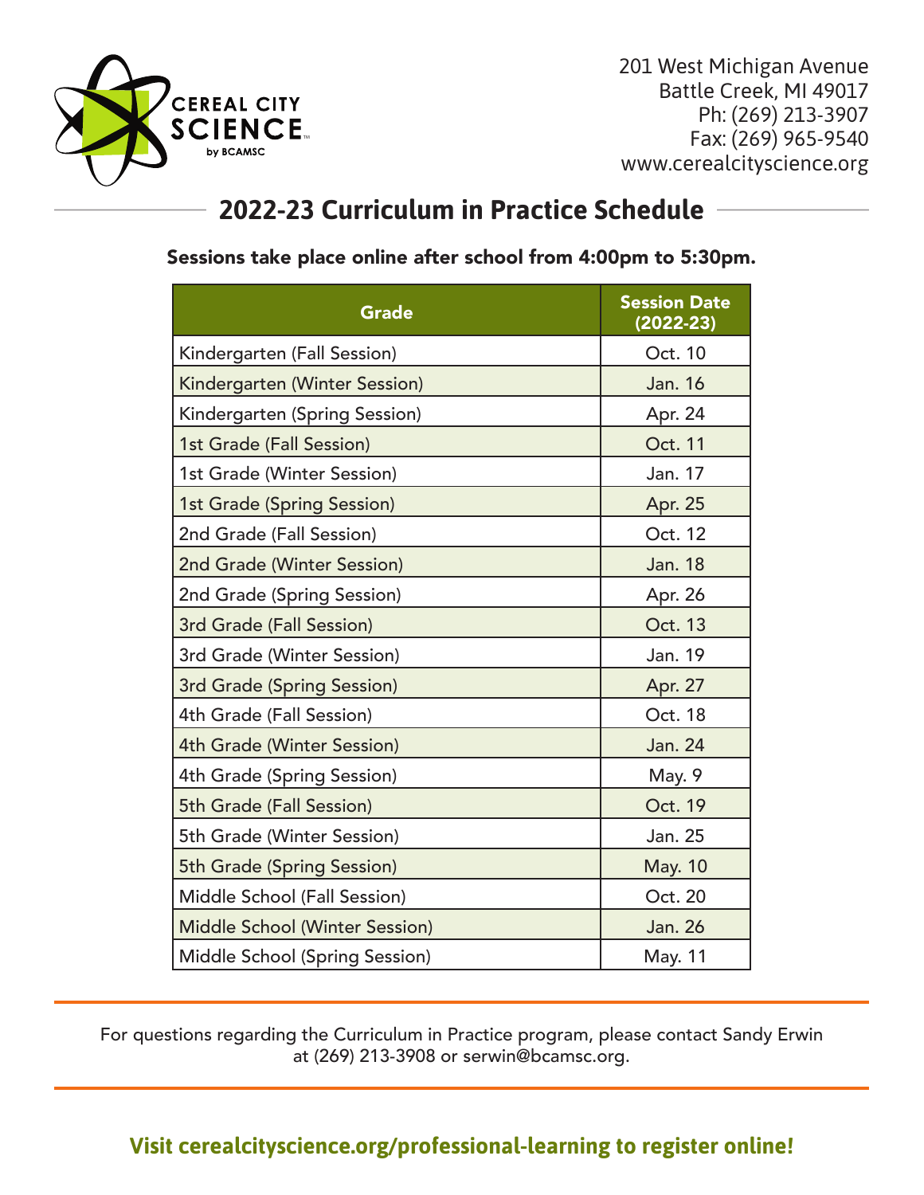CEREAL CITY SCIENCE by BCAMSC

201 West Michigan Avenue
Battle Creek, MI 49017
Ph: (269) 213-3907
Fax: (269) 965-9540
www.cerealcityscience.org

## 2022-23 Curriculum in Practice Schedule

**Sessions take place online after school from 4:00pm to 5:30pm.**

| Grade | Session Date (2022-23) |
|---|---|
| Kindergarten (Fall Session) | Oct. 10 |
| Kindergarten (Winter Session) | Jan. 16 |
| Kindergarten (Spring Session) | Apr. 24 |
| 1st Grade (Fall Session) | Oct. 11 |
| 1st Grade (Winter Session) | Jan. 17 |
| 1st Grade (Spring Session) | Apr. 25 |
| 2nd Grade (Fall Session) | Oct. 12 |
| 2nd Grade (Winter Session) | Jan. 18 |
| 2nd Grade (Spring Session) | Apr. 26 |
| 3rd Grade (Fall Session) | Oct. 13 |
| 3rd Grade (Winter Session) | Jan. 19 |
| 3rd Grade (Spring Session) | Apr. 27 |
| 4th Grade (Fall Session) | Oct. 18 |
| 4th Grade (Winter Session) | Jan. 24 |
| 4th Grade (Spring Session) | May. 9 |
| 5th Grade (Fall Session) | Oct. 19 |
| 5th Grade (Winter Session) | Jan. 25 |
| 5th Grade (Spring Session) | May. 10 |
| Middle School (Fall Session) | Oct. 20 |
| Middle School (Winter Session) | Jan. 26 |
| Middle School (Spring Session) | May. 11 |

For questions regarding the Curriculum in Practice program, please contact Sandy Erwin at (269) 213-3908 or serwin@bcamsc.org.

**Visit cerealcityscience.org/professional-learning to register online!**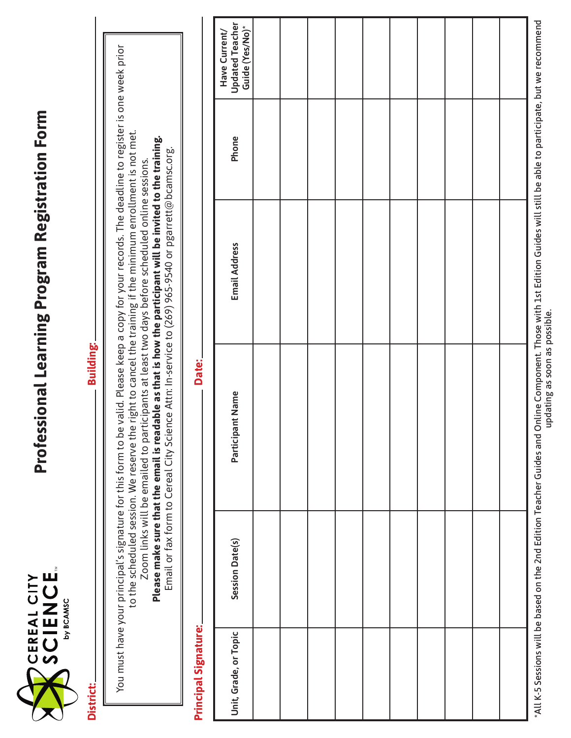CEREAL CITY SCIENCE™ by BCAMSC

# Professional Learning Program Registration Form

**District:** ____________________ **Building:** ____________________

You must have your principal's signature for this form to be valid. Please keep a copy for your records. The deadline to register is one week prior to the scheduled session. We reserve the right to cancel the training if the minimum enrollment is not met.
Zoom links will be emailed to participants at least two days before scheduled online sessions.
**Please make sure that the email is readable as that is how the participant will be invited to the training.**
Email or fax form to Cereal City Science Attn: In-service to (269) 965-9540 or pgarrett@bcamsc.org.

**Principal Signature:** ____________________ **Date:** ____________________

| Unit, Grade, or Topic | Session Date(s) | Participant Name | Email Address | Phone | Have Current/ Updated Teacher Guide (Yes/No)* |
|---|---|---|---|---|---|
| | | | | | |
| | | | | | |
| | | | | | |
| | | | | | |
| | | | | | |
| | | | | | |
| | | | | | |
| | | | | | |

*All K-5 Sessions will be based on the 2nd Edition Teacher Guides and Online Component. Those with 1st Edition Guides will still be able to participate, but we recommend updating as soon as possible.